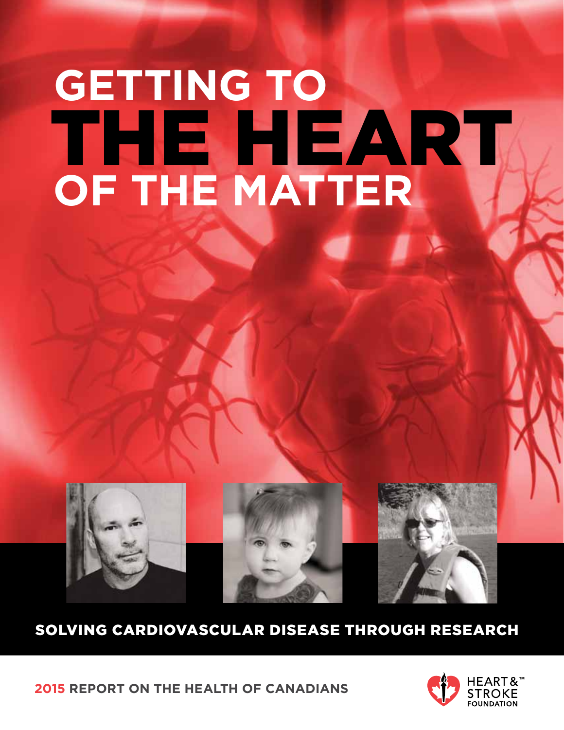# GETTING TO THE HEART OF THE MATTER

## SOLVING CARDIOVASCULAR DISEASE THROUGH RESEARCH

**2015 REPORT ON THE HEALTH OF CANADIANS**

HEART & STROKE FOUNDATION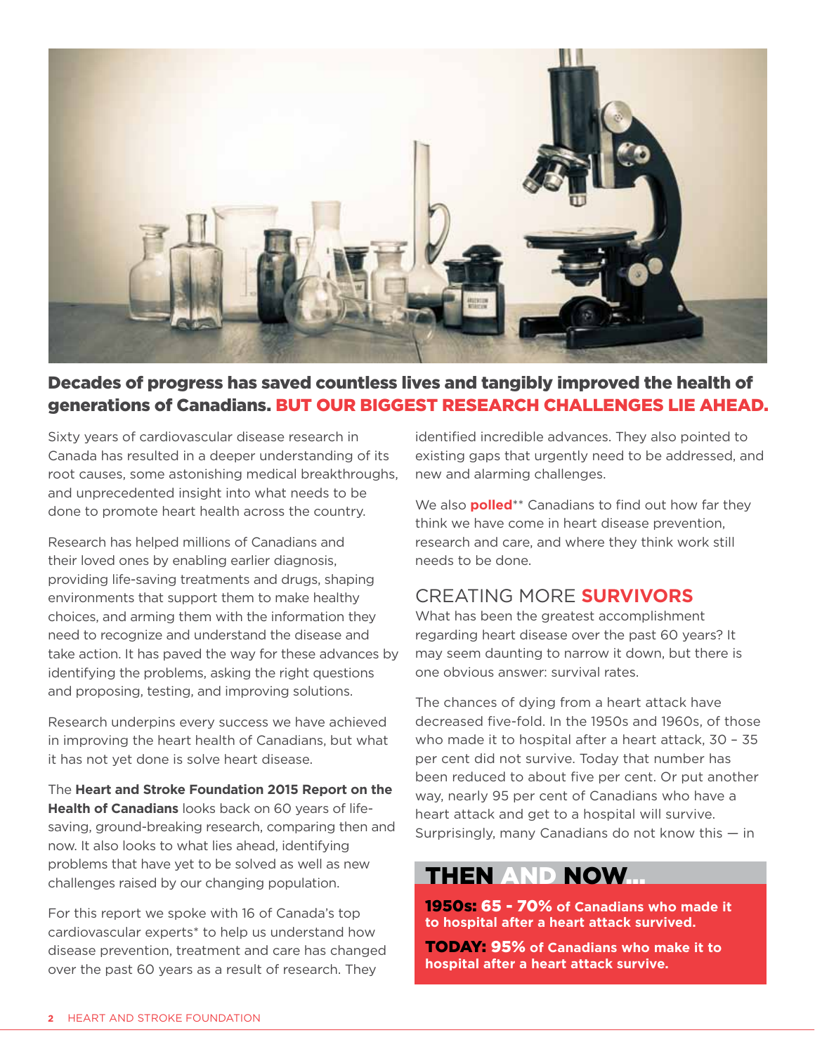## Decades of progress has saved countless lives and tangibly improved the health of generations of Canadians. BUT OUR BIGGEST RESEARCH CHALLENGES LIE AHEAD.

Sixty years of cardiovascular disease research in Canada has resulted in a deeper understanding of its root causes, some astonishing medical breakthroughs, and unprecedented insight into what needs to be done to promote heart health across the country.

Research has helped millions of Canadians and their loved ones by enabling earlier diagnosis, providing life-saving treatments and drugs, shaping environments that support them to make healthy choices, and arming them with the information they need to recognize and understand the disease and take action. It has paved the way for these advances by identifying the problems, asking the right questions and proposing, testing, and improving solutions.

Research underpins every success we have achieved in improving the heart health of Canadians, but what it has not yet done is solve heart disease.

The **Heart and Stroke Foundation 2015 Report on the Health of Canadians** looks back on 60 years of life-saving, ground-breaking research, comparing then and now. It also looks to what lies ahead, identifying problems that have yet to be solved as well as new challenges raised by our changing population.

For this report we spoke with 16 of Canada's top cardiovascular experts* to help us understand how disease prevention, treatment and care has changed over the past 60 years as a result of research. They identified incredible advances. They also pointed to existing gaps that urgently need to be addressed, and new and alarming challenges.

We also **polled**** Canadians to find out how far they think we have come in heart disease prevention, research and care, and where they think work still needs to be done.

### CREATING MORE SURVIVORS

What has been the greatest accomplishment regarding heart disease over the past 60 years? It may seem daunting to narrow it down, but there is one obvious answer: survival rates.

The chances of dying from a heart attack have decreased five-fold. In the 1950s and 1960s, of those who made it to hospital after a heart attack, 30 – 35 per cent did not survive. Today that number has been reduced to about five per cent. Or put another way, nearly 95 per cent of Canadians who have a heart attack and get to a hospital will survive. Surprisingly, many Canadians do not know this — in

### THEN AND NOW...

**1950s: 65 - 70% of Canadians who made it to hospital after a heart attack survived.**

**TODAY: 95% of Canadians who make it to hospital after a heart attack survive.**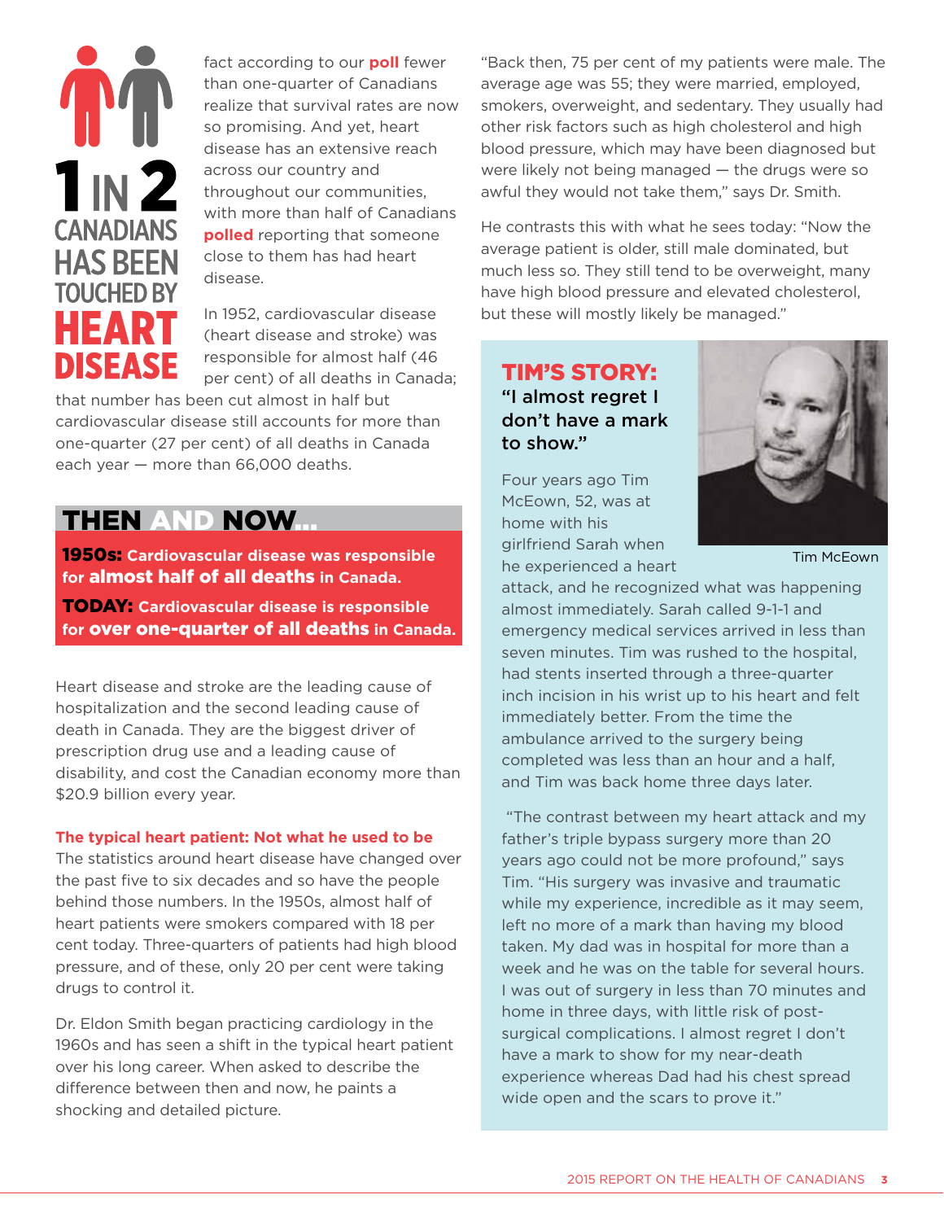**1 IN 2 CANADIANS HAS BEEN TOUCHED BY HEART DISEASE**

fact according to our **poll** fewer than one-quarter of Canadians realize that survival rates are now so promising. And yet, heart disease has an extensive reach across our country and throughout our communities, with more than half of Canadians **polled** reporting that someone close to them has had heart disease.

In 1952, cardiovascular disease (heart disease and stroke) was responsible for almost half (46 per cent) of all deaths in Canada; that number has been cut almost in half but cardiovascular disease still accounts for more than one-quarter (27 per cent) of all deaths in Canada each year — more than 66,000 deaths.

## THEN AND NOW...

**1950s:** Cardiovascular disease was responsible for **almost half of all deaths** in Canada.

**TODAY:** Cardiovascular disease is responsible for **over one-quarter of all deaths** in Canada.

Heart disease and stroke are the leading cause of hospitalization and the second leading cause of death in Canada. They are the biggest driver of prescription drug use and a leading cause of disability, and cost the Canadian economy more than $20.9 billion every year.

### The typical heart patient: Not what he used to be

The statistics around heart disease have changed over the past five to six decades and so have the people behind those numbers. In the 1950s, almost half of heart patients were smokers compared with 18 per cent today. Three-quarters of patients had high blood pressure, and of these, only 20 per cent were taking drugs to control it.

Dr. Eldon Smith began practicing cardiology in the 1960s and has seen a shift in the typical heart patient over his long career. When asked to describe the difference between then and now, he paints a shocking and detailed picture.

"Back then, 75 per cent of my patients were male. The average age was 55; they were married, employed, smokers, overweight, and sedentary. They usually had other risk factors such as high cholesterol and high blood pressure, which may have been diagnosed but were likely not being managed — the drugs were so awful they would not take them," says Dr. Smith.

He contrasts this with what he sees today: "Now the average patient is older, still male dominated, but much less so. They still tend to be overweight, many have high blood pressure and elevated cholesterol, but these will mostly likely be managed."

## TIM'S STORY:

### "I almost regret I don't have a mark to show."

Tim McEown

Four years ago Tim McEown, 52, was at home with his girlfriend Sarah when he experienced a heart attack, and he recognized what was happening almost immediately. Sarah called 9-1-1 and emergency medical services arrived in less than seven minutes. Tim was rushed to the hospital, had stents inserted through a three-quarter inch incision in his wrist up to his heart and felt immediately better. From the time the ambulance arrived to the surgery being completed was less than an hour and a half, and Tim was back home three days later.

"The contrast between my heart attack and my father's triple bypass surgery more than 20 years ago could not be more profound," says Tim. "His surgery was invasive and traumatic while my experience, incredible as it may seem, left no more of a mark than having my blood taken. My dad was in hospital for more than a week and he was on the table for several hours. I was out of surgery in less than 70 minutes and home in three days, with little risk of post-surgical complications. I almost regret I don't have a mark to show for my near-death experience whereas Dad had his chest spread wide open and the scars to prove it."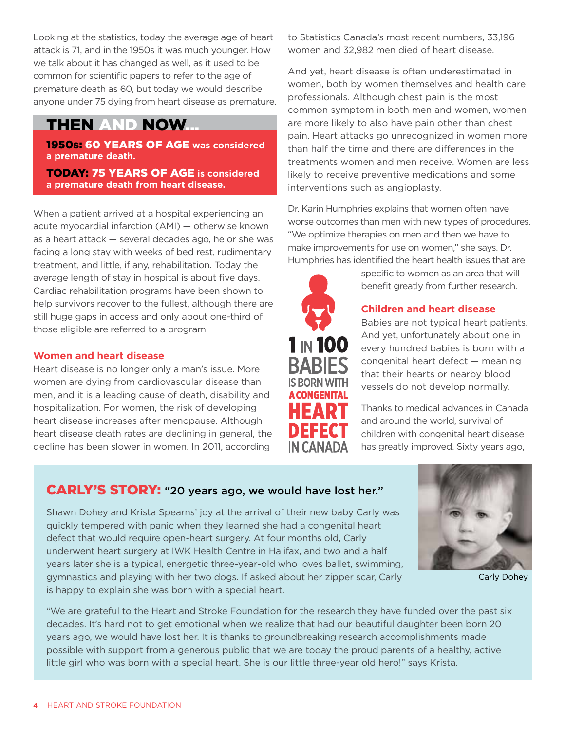Looking at the statistics, today the average age of heart attack is 71, and in the 1950s it was much younger. How we talk about it has changed as well, as it used to be common for scientific papers to refer to the age of premature death as 60, but today we would describe anyone under 75 dying from heart disease as premature.

## THEN AND NOW...

**1950s: 60 YEARS OF AGE was considered a premature death.**

**TODAY: 75 YEARS OF AGE is considered a premature death from heart disease.**

When a patient arrived at a hospital experiencing an acute myocardial infarction (AMI) — otherwise known as a heart attack — several decades ago, he or she was facing a long stay with weeks of bed rest, rudimentary treatment, and little, if any, rehabilitation. Today the average length of stay in hospital is about five days. Cardiac rehabilitation programs have been shown to help survivors recover to the fullest, although there are still huge gaps in access and only about one-third of those eligible are referred to a program.

### Women and heart disease

Heart disease is no longer only a man's issue. More women are dying from cardiovascular disease than men, and it is a leading cause of death, disability and hospitalization. For women, the risk of developing heart disease increases after menopause. Although heart disease death rates are declining in general, the decline has been slower in women. In 2011, according to Statistics Canada's most recent numbers, 33,196 women and 32,982 men died of heart disease.

And yet, heart disease is often underestimated in women, both by women themselves and health care professionals. Although chest pain is the most common symptom in both men and women, women are more likely to also have pain other than chest pain. Heart attacks go unrecognized in women more than half the time and there are differences in the treatments women and men receive. Women are less likely to receive preventive medications and some interventions such as angioplasty.

Dr. Karin Humphries explains that women often have worse outcomes than men with new types of procedures. "We optimize therapies on men and then we have to make improvements for use on women," she says. Dr. Humphries has identified the heart health issues that are specific to women as an area that will benefit greatly from further research.

**1 IN 100 BABIES IS BORN WITH A CONGENITAL HEART DEFECT IN CANADA**

### Children and heart disease

Babies are not typical heart patients. And yet, unfortunately about one in every hundred babies is born with a congenital heart defect — meaning that their hearts or nearby blood vessels do not develop normally.

Thanks to medical advances in Canada and around the world, survival of children with congenital heart disease has greatly improved. Sixty years ago,

## CARLY'S STORY: "20 years ago, we would have lost her."

Shawn Dohey and Krista Spearns' joy at the arrival of their new baby Carly was quickly tempered with panic when they learned she had a congenital heart defect that would require open-heart surgery. At four months old, Carly underwent heart surgery at IWK Health Centre in Halifax, and two and a half years later she is a typical, energetic three-year-old who loves ballet, swimming, gymnastics and playing with her two dogs. If asked about her zipper scar, Carly is happy to explain she was born with a special heart.

Carly Dohey

"We are grateful to the Heart and Stroke Foundation for the research they have funded over the past six decades. It's hard not to get emotional when we realize that had our beautiful daughter been born 20 years ago, we would have lost her. It is thanks to groundbreaking research accomplishments made possible with support from a generous public that we are today the proud parents of a healthy, active little girl who was born with a special heart. She is our little three-year old hero!" says Krista.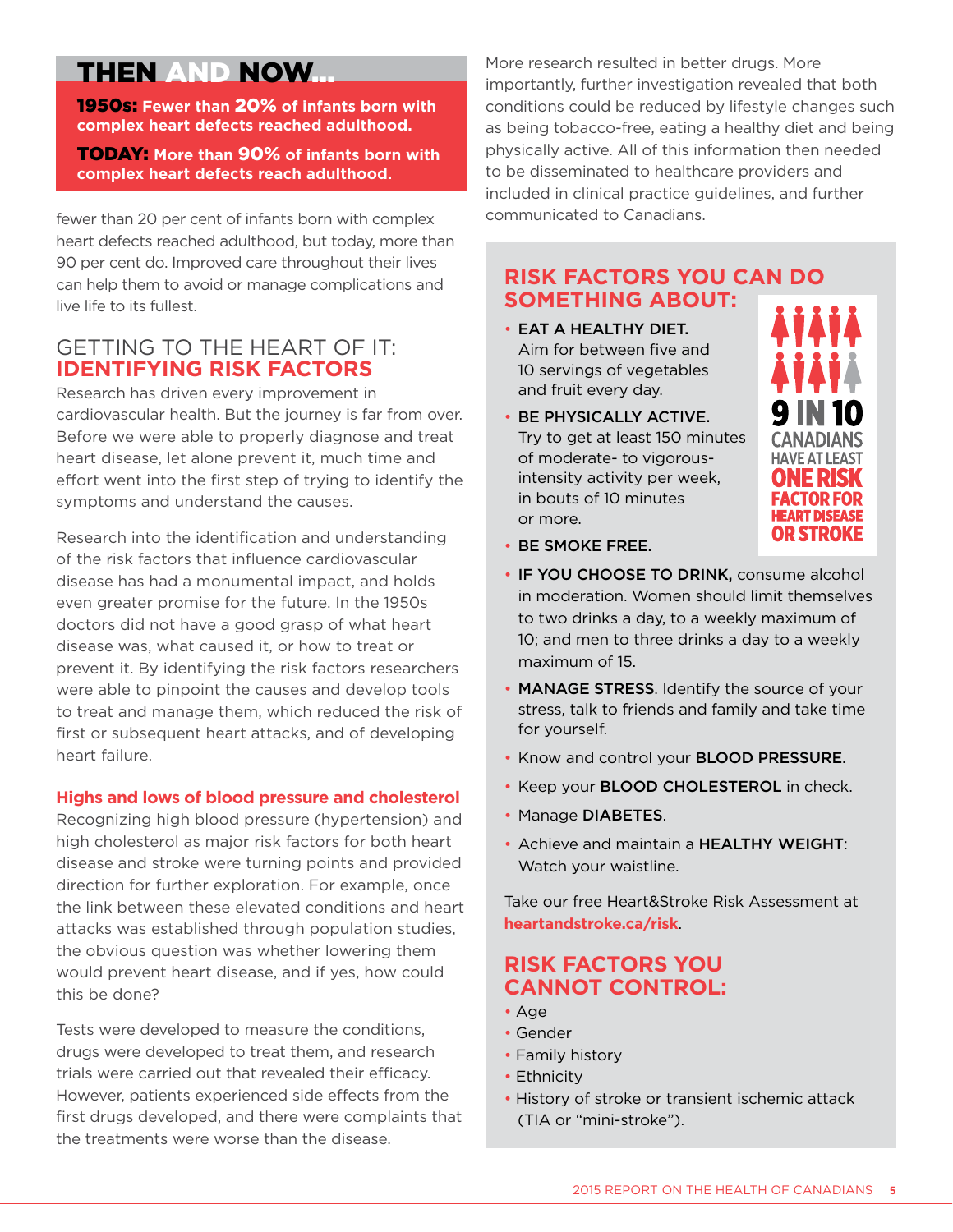## THEN AND NOW...

**1950s: Fewer than 20% of infants born with complex heart defects reached adulthood.**

**TODAY: More than 90% of infants born with complex heart defects reach adulthood.**

fewer than 20 per cent of infants born with complex heart defects reached adulthood, but today, more than 90 per cent do. Improved care throughout their lives can help them to avoid or manage complications and live life to its fullest.

## GETTING TO THE HEART OF IT: IDENTIFYING RISK FACTORS

Research has driven every improvement in cardiovascular health. But the journey is far from over. Before we were able to properly diagnose and treat heart disease, let alone prevent it, much time and effort went into the first step of trying to identify the symptoms and understand the causes.

Research into the identification and understanding of the risk factors that influence cardiovascular disease has had a monumental impact, and holds even greater promise for the future. In the 1950s doctors did not have a good grasp of what heart disease was, what caused it, or how to treat or prevent it. By identifying the risk factors researchers were able to pinpoint the causes and develop tools to treat and manage them, which reduced the risk of first or subsequent heart attacks, and of developing heart failure.

### Highs and lows of blood pressure and cholesterol

Recognizing high blood pressure (hypertension) and high cholesterol as major risk factors for both heart disease and stroke were turning points and provided direction for further exploration. For example, once the link between these elevated conditions and heart attacks was established through population studies, the obvious question was whether lowering them would prevent heart disease, and if yes, how could this be done?

Tests were developed to measure the conditions, drugs were developed to treat them, and research trials were carried out that revealed their efficacy. However, patients experienced side effects from the first drugs developed, and there were complaints that the treatments were worse than the disease.

More research resulted in better drugs. More importantly, further investigation revealed that both conditions could be reduced by lifestyle changes such as being tobacco-free, eating a healthy diet and being physically active. All of this information then needed to be disseminated to healthcare providers and included in clinical practice guidelines, and further communicated to Canadians.

## RISK FACTORS YOU CAN DO SOMETHING ABOUT:

**9 IN 10 CANADIANS HAVE AT LEAST ONE RISK FACTOR FOR HEART DISEASE OR STROKE**

- **EAT A HEALTHY DIET.** Aim for between five and 10 servings of vegetables and fruit every day.
- **BE PHYSICALLY ACTIVE.** Try to get at least 150 minutes of moderate- to vigorous-intensity activity per week, in bouts of 10 minutes or more.
- **BE SMOKE FREE.**
- **IF YOU CHOOSE TO DRINK,** consume alcohol in moderation. Women should limit themselves to two drinks a day, to a weekly maximum of 10; and men to three drinks a day to a weekly maximum of 15.
- **MANAGE STRESS**. Identify the source of your stress, talk to friends and family and take time for yourself.
- Know and control your **BLOOD PRESSURE**.
- Keep your **BLOOD CHOLESTEROL** in check.
- Manage **DIABETES**.
- Achieve and maintain a **HEALTHY WEIGHT**: Watch your waistline.

Take our free Heart&Stroke Risk Assessment at **heartandstroke.ca/risk**.

## RISK FACTORS YOU CANNOT CONTROL:

- Age
- Gender
- Family history
- Ethnicity
- History of stroke or transient ischemic attack (TIA or "mini-stroke").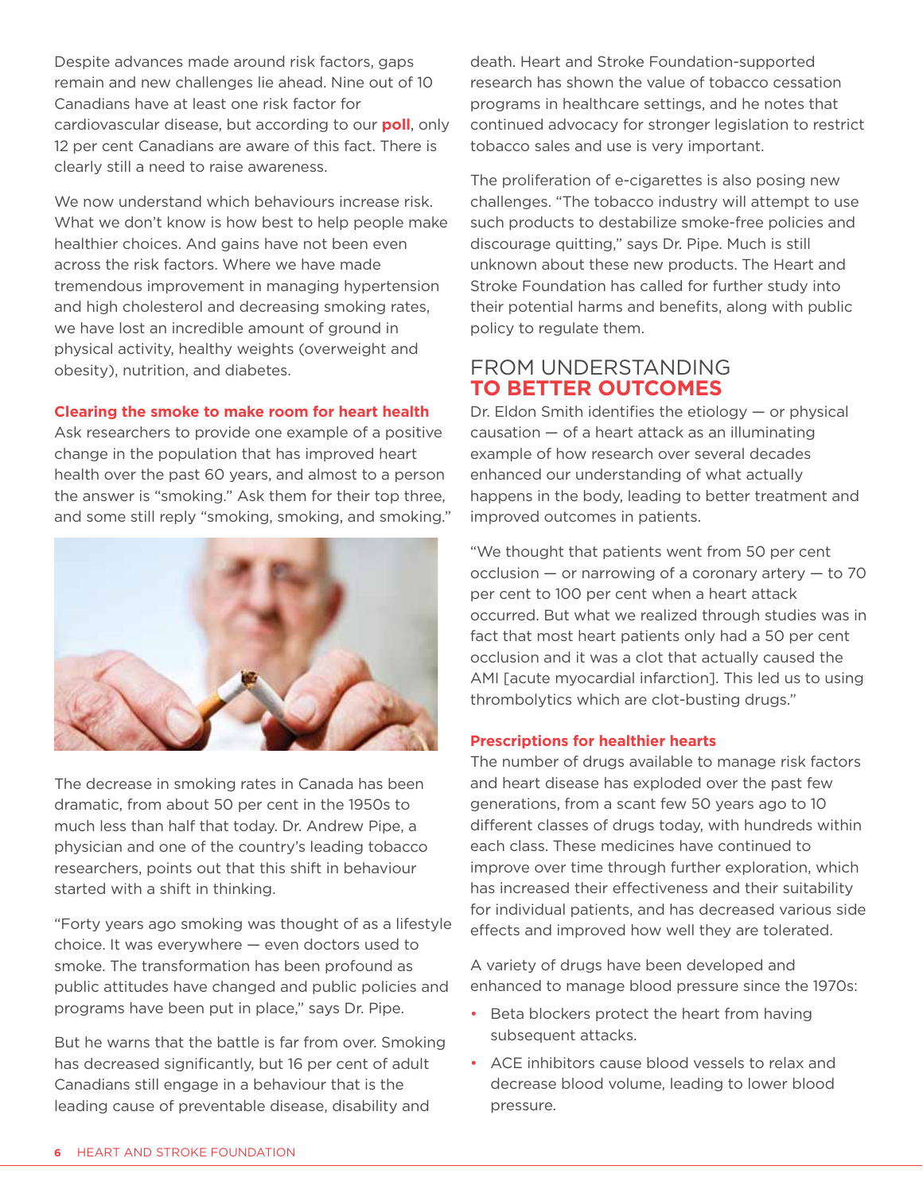Despite advances made around risk factors, gaps remain and new challenges lie ahead. Nine out of 10 Canadians have at least one risk factor for cardiovascular disease, but according to our **poll**, only 12 per cent Canadians are aware of this fact. There is clearly still a need to raise awareness.

We now understand which behaviours increase risk. What we don't know is how best to help people make healthier choices. And gains have not been even across the risk factors. Where we have made tremendous improvement in managing hypertension and high cholesterol and decreasing smoking rates, we have lost an incredible amount of ground in physical activity, healthy weights (overweight and obesity), nutrition, and diabetes.

### Clearing the smoke to make room for heart health

Ask researchers to provide one example of a positive change in the population that has improved heart health over the past 60 years, and almost to a person the answer is "smoking." Ask them for their top three, and some still reply "smoking, smoking, and smoking."

The decrease in smoking rates in Canada has been dramatic, from about 50 per cent in the 1950s to much less than half that today. Dr. Andrew Pipe, a physician and one of the country's leading tobacco researchers, points out that this shift in behaviour started with a shift in thinking.

"Forty years ago smoking was thought of as a lifestyle choice. It was everywhere — even doctors used to smoke. The transformation has been profound as public attitudes have changed and public policies and programs have been put in place," says Dr. Pipe.

But he warns that the battle is far from over. Smoking has decreased significantly, but 16 per cent of adult Canadians still engage in a behaviour that is the leading cause of preventable disease, disability and death. Heart and Stroke Foundation-supported research has shown the value of tobacco cessation programs in healthcare settings, and he notes that continued advocacy for stronger legislation to restrict tobacco sales and use is very important.

The proliferation of e-cigarettes is also posing new challenges. "The tobacco industry will attempt to use such products to destabilize smoke-free policies and discourage quitting," says Dr. Pipe. Much is still unknown about these new products. The Heart and Stroke Foundation has called for further study into their potential harms and benefits, along with public policy to regulate them.

## FROM UNDERSTANDING TO BETTER OUTCOMES

Dr. Eldon Smith identifies the etiology — or physical causation — of a heart attack as an illuminating example of how research over several decades enhanced our understanding of what actually happens in the body, leading to better treatment and improved outcomes in patients.

"We thought that patients went from 50 per cent occlusion — or narrowing of a coronary artery — to 70 per cent to 100 per cent when a heart attack occurred. But what we realized through studies was in fact that most heart patients only had a 50 per cent occlusion and it was a clot that actually caused the AMI [acute myocardial infarction]. This led us to using thrombolytics which are clot-busting drugs."

### Prescriptions for healthier hearts

The number of drugs available to manage risk factors and heart disease has exploded over the past few generations, from a scant few 50 years ago to 10 different classes of drugs today, with hundreds within each class. These medicines have continued to improve over time through further exploration, which has increased their effectiveness and their suitability for individual patients, and has decreased various side effects and improved how well they are tolerated.

A variety of drugs have been developed and enhanced to manage blood pressure since the 1970s:

- Beta blockers protect the heart from having subsequent attacks.
- ACE inhibitors cause blood vessels to relax and decrease blood volume, leading to lower blood pressure.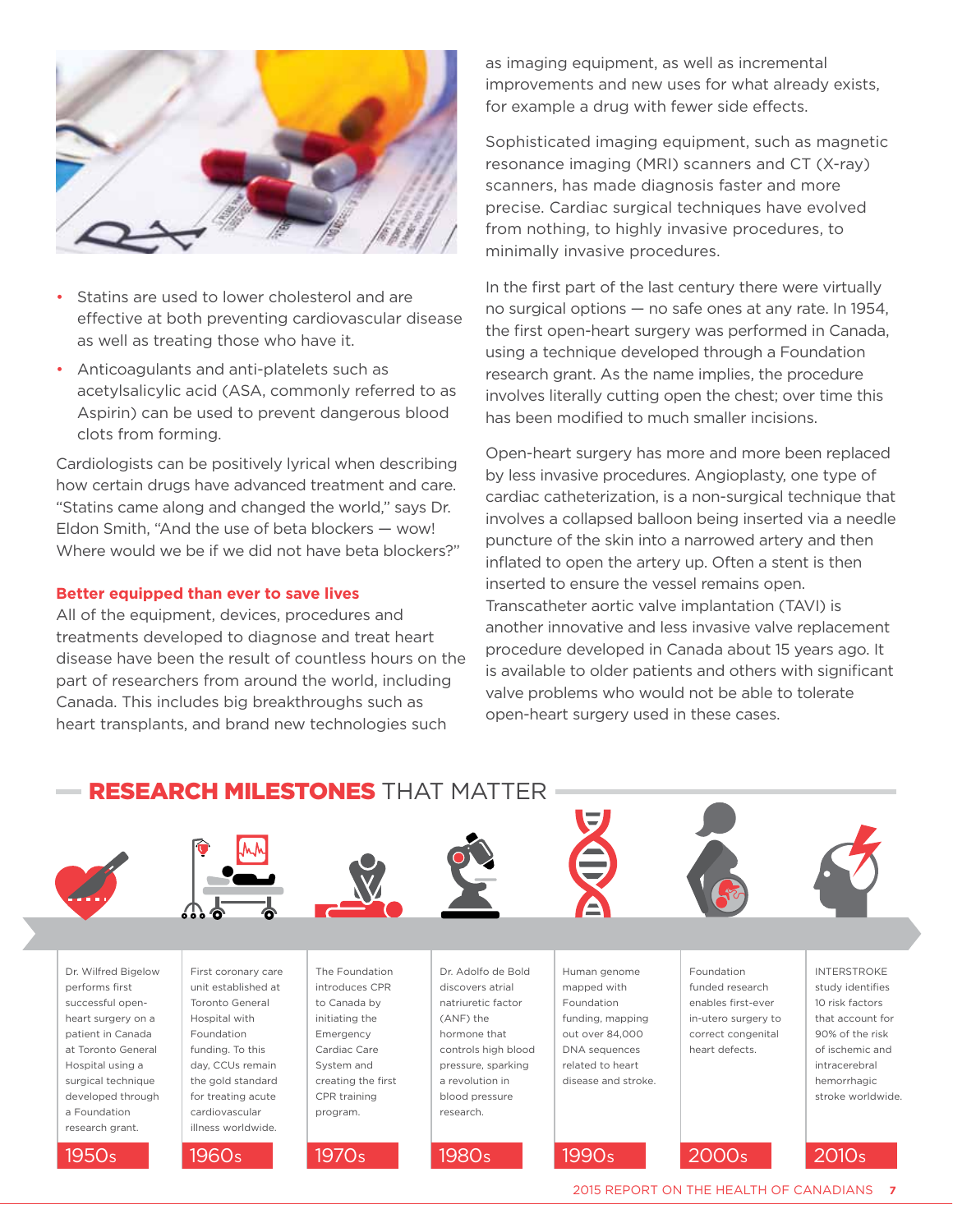- Statins are used to lower cholesterol and are effective at both preventing cardiovascular disease as well as treating those who have it.
- Anticoagulants and anti-platelets such as acetylsalicylic acid (ASA, commonly referred to as Aspirin) can be used to prevent dangerous blood clots from forming.

Cardiologists can be positively lyrical when describing how certain drugs have advanced treatment and care. "Statins came along and changed the world," says Dr. Eldon Smith, "And the use of beta blockers — wow! Where would we be if we did not have beta blockers?"

### Better equipped than ever to save lives

All of the equipment, devices, procedures and treatments developed to diagnose and treat heart disease have been the result of countless hours on the part of researchers from around the world, including Canada. This includes big breakthroughs such as heart transplants, and brand new technologies such as imaging equipment, as well as incremental improvements and new uses for what already exists, for example a drug with fewer side effects.

Sophisticated imaging equipment, such as magnetic resonance imaging (MRI) scanners and CT (X-ray) scanners, has made diagnosis faster and more precise. Cardiac surgical techniques have evolved from nothing, to highly invasive procedures, to minimally invasive procedures.

In the first part of the last century there were virtually no surgical options — no safe ones at any rate. In 1954, the first open-heart surgery was performed in Canada, using a technique developed through a Foundation research grant. As the name implies, the procedure involves literally cutting open the chest; over time this has been modified to much smaller incisions.

Open-heart surgery has more and more been replaced by less invasive procedures. Angioplasty, one type of cardiac catheterization, is a non-surgical technique that involves a collapsed balloon being inserted via a needle puncture of the skin into a narrowed artery and then inflated to open the artery up. Often a stent is then inserted to ensure the vessel remains open. Transcatheter aortic valve implantation (TAVI) is another innovative and less invasive valve replacement procedure developed in Canada about 15 years ago. It is available to older patients and others with significant valve problems who would not be able to tolerate open-heart surgery used in these cases.

## RESEARCH MILESTONES THAT MATTER

**1950s** — Dr. Wilfred Bigelow performs first successful open-heart surgery on a patient in Canada at Toronto General Hospital using a surgical technique developed through a Foundation research grant.

**1960s** — First coronary care unit established at Toronto General Hospital with Foundation funding. To this day, CCUs remain the gold standard for treating acute cardiovascular illness worldwide.

**1970s** — The Foundation introduces CPR to Canada by initiating the Emergency Cardiac Care System and creating the first CPR training program.

**1980s** — Dr. Adolfo de Bold discovers atrial natriuretic factor (ANF) the hormone that controls high blood pressure, sparking a revolution in blood pressure research.

**1990s** — Human genome mapped with Foundation funding, mapping out over 84,000 DNA sequences related to heart disease and stroke.

**2000s** — Foundation funded research enables first-ever in-utero surgery to correct congenital heart defects.

**2010s** — INTERSTROKE study identifies 10 risk factors that account for 90% of the risk of ischemic and intracerebral hemorrhagic stroke worldwide.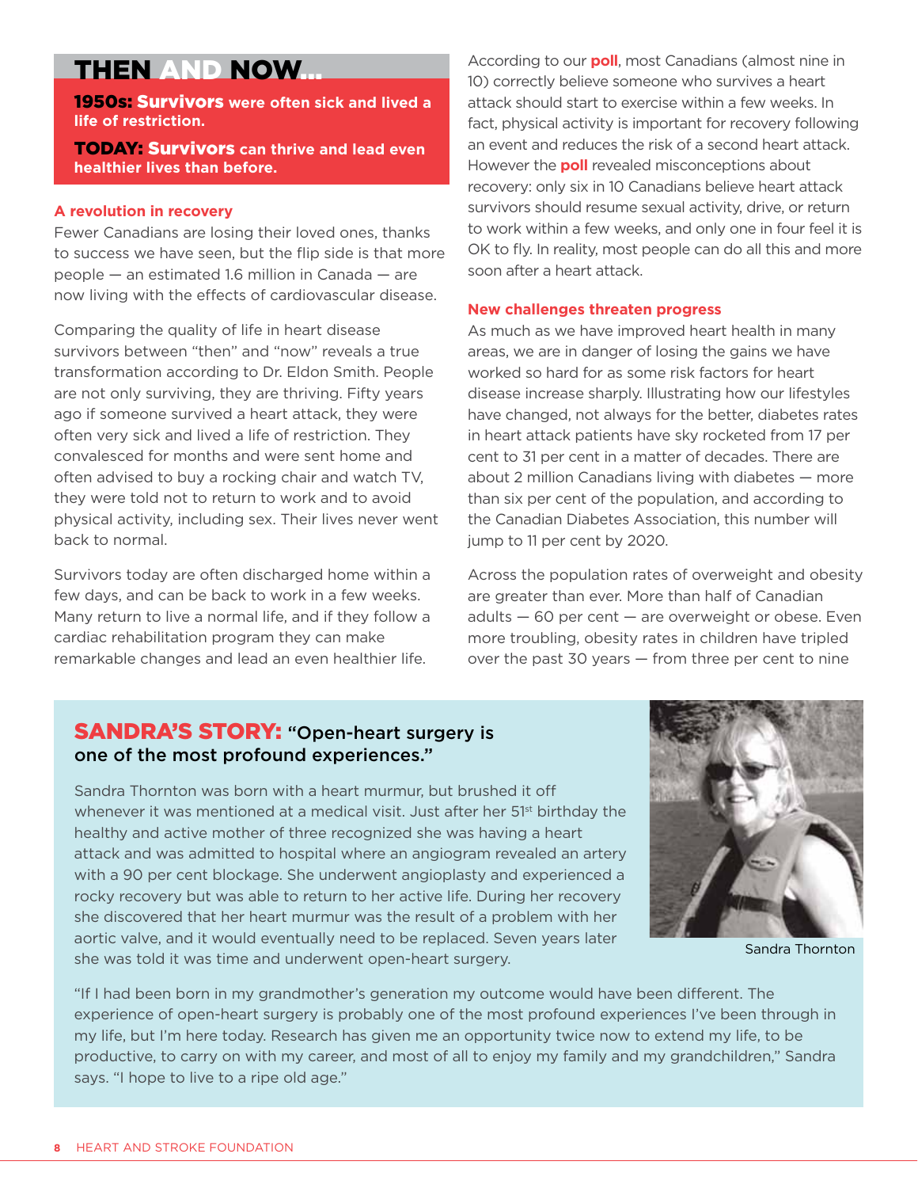## THEN AND NOW...

**1950s: Survivors were often sick and lived a life of restriction.**

**TODAY: Survivors can thrive and lead even healthier lives than before.**

### A revolution in recovery

Fewer Canadians are losing their loved ones, thanks to success we have seen, but the flip side is that more people — an estimated 1.6 million in Canada — are now living with the effects of cardiovascular disease.

Comparing the quality of life in heart disease survivors between "then" and "now" reveals a true transformation according to Dr. Eldon Smith. People are not only surviving, they are thriving. Fifty years ago if someone survived a heart attack, they were often very sick and lived a life of restriction. They convalesced for months and were sent home and often advised to buy a rocking chair and watch TV, they were told not to return to work and to avoid physical activity, including sex. Their lives never went back to normal.

Survivors today are often discharged home within a few days, and can be back to work in a few weeks. Many return to live a normal life, and if they follow a cardiac rehabilitation program they can make remarkable changes and lead an even healthier life.

According to our **poll**, most Canadians (almost nine in 10) correctly believe someone who survives a heart attack should start to exercise within a few weeks. In fact, physical activity is important for recovery following an event and reduces the risk of a second heart attack. However the **poll** revealed misconceptions about recovery: only six in 10 Canadians believe heart attack survivors should resume sexual activity, drive, or return to work within a few weeks, and only one in four feel it is OK to fly. In reality, most people can do all this and more soon after a heart attack.

### New challenges threaten progress

As much as we have improved heart health in many areas, we are in danger of losing the gains we have worked so hard for as some risk factors for heart disease increase sharply. Illustrating how our lifestyles have changed, not always for the better, diabetes rates in heart attack patients have sky rocketed from 17 per cent to 31 per cent in a matter of decades. There are about 2 million Canadians living with diabetes — more than six per cent of the population, and according to the Canadian Diabetes Association, this number will jump to 11 per cent by 2020.

Across the population rates of overweight and obesity are greater than ever. More than half of Canadian adults — 60 per cent — are overweight or obese. Even more troubling, obesity rates in children have tripled over the past 30 years — from three per cent to nine

### SANDRA'S STORY: "Open-heart surgery is one of the most profound experiences."

Sandra Thornton was born with a heart murmur, but brushed it off whenever it was mentioned at a medical visit. Just after her 51st birthday the healthy and active mother of three recognized she was having a heart attack and was admitted to hospital where an angiogram revealed an artery with a 90 per cent blockage. She underwent angioplasty and experienced a rocky recovery but was able to return to her active life. During her recovery she discovered that her heart murmur was the result of a problem with her aortic valve, and it would eventually need to be replaced. Seven years later she was told it was time and underwent open-heart surgery.

Sandra Thornton

"If I had been born in my grandmother's generation my outcome would have been different. The experience of open-heart surgery is probably one of the most profound experiences I've been through in my life, but I'm here today. Research has given me an opportunity twice now to extend my life, to be productive, to carry on with my career, and most of all to enjoy my family and my grandchildren," Sandra says. "I hope to live to a ripe old age."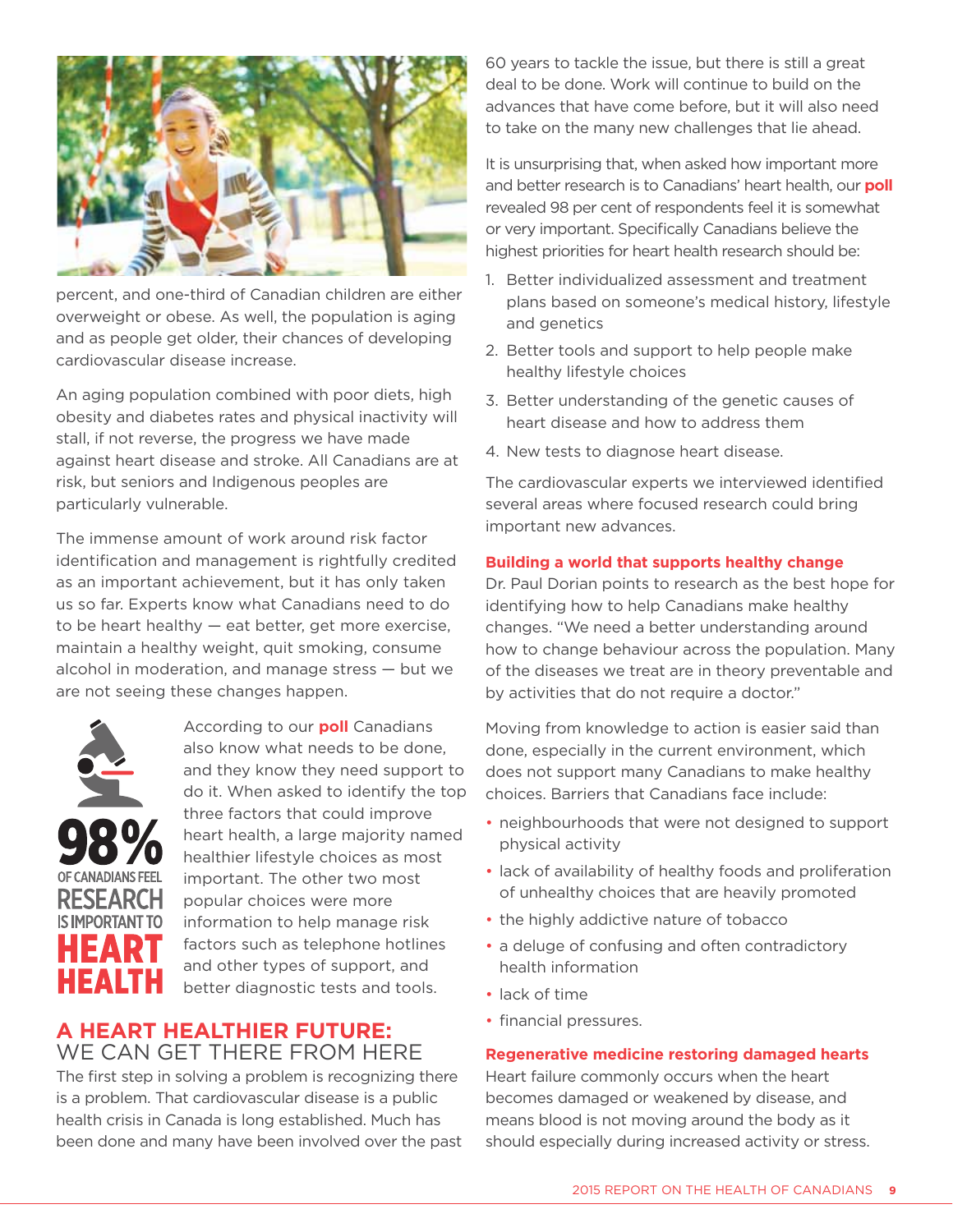percent, and one-third of Canadian children are either overweight or obese. As well, the population is aging and as people get older, their chances of developing cardiovascular disease increase.

An aging population combined with poor diets, high obesity and diabetes rates and physical inactivity will stall, if not reverse, the progress we have made against heart disease and stroke. All Canadians are at risk, but seniors and Indigenous peoples are particularly vulnerable.

The immense amount of work around risk factor identification and management is rightfully credited as an important achievement, but it has only taken us so far. Experts know what Canadians need to do to be heart healthy — eat better, get more exercise, maintain a healthy weight, quit smoking, consume alcohol in moderation, and manage stress — but we are not seeing these changes happen.

**98%** OF CANADIANS FEEL **RESEARCH** IS IMPORTANT TO **HEART HEALTH**

According to our **poll** Canadians also know what needs to be done, and they know they need support to do it. When asked to identify the top three factors that could improve heart health, a large majority named healthier lifestyle choices as most important. The other two most popular choices were more information to help manage risk factors such as telephone hotlines and other types of support, and better diagnostic tests and tools.

## A HEART HEALTHIER FUTURE: WE CAN GET THERE FROM HERE

The first step in solving a problem is recognizing there is a problem. That cardiovascular disease is a public health crisis in Canada is long established. Much has been done and many have been involved over the past 60 years to tackle the issue, but there is still a great deal to be done. Work will continue to build on the advances that have come before, but it will also need to take on the many new challenges that lie ahead.

It is unsurprising that, when asked how important more and better research is to Canadians' heart health, our **poll** revealed 98 per cent of respondents feel it is somewhat or very important. Specifically Canadians believe the highest priorities for heart health research should be:

1. Better individualized assessment and treatment plans based on someone's medical history, lifestyle and genetics
2. Better tools and support to help people make healthy lifestyle choices
3. Better understanding of the genetic causes of heart disease and how to address them
4. New tests to diagnose heart disease.

The cardiovascular experts we interviewed identified several areas where focused research could bring important new advances.

### Building a world that supports healthy change

Dr. Paul Dorian points to research as the best hope for identifying how to help Canadians make healthy changes. "We need a better understanding around how to change behaviour across the population. Many of the diseases we treat are in theory preventable and by activities that do not require a doctor."

Moving from knowledge to action is easier said than done, especially in the current environment, which does not support many Canadians to make healthy choices. Barriers that Canadians face include:

- neighbourhoods that were not designed to support physical activity
- lack of availability of healthy foods and proliferation of unhealthy choices that are heavily promoted
- the highly addictive nature of tobacco
- a deluge of confusing and often contradictory health information
- lack of time
- financial pressures.

### Regenerative medicine restoring damaged hearts

Heart failure commonly occurs when the heart becomes damaged or weakened by disease, and means blood is not moving around the body as it should especially during increased activity or stress.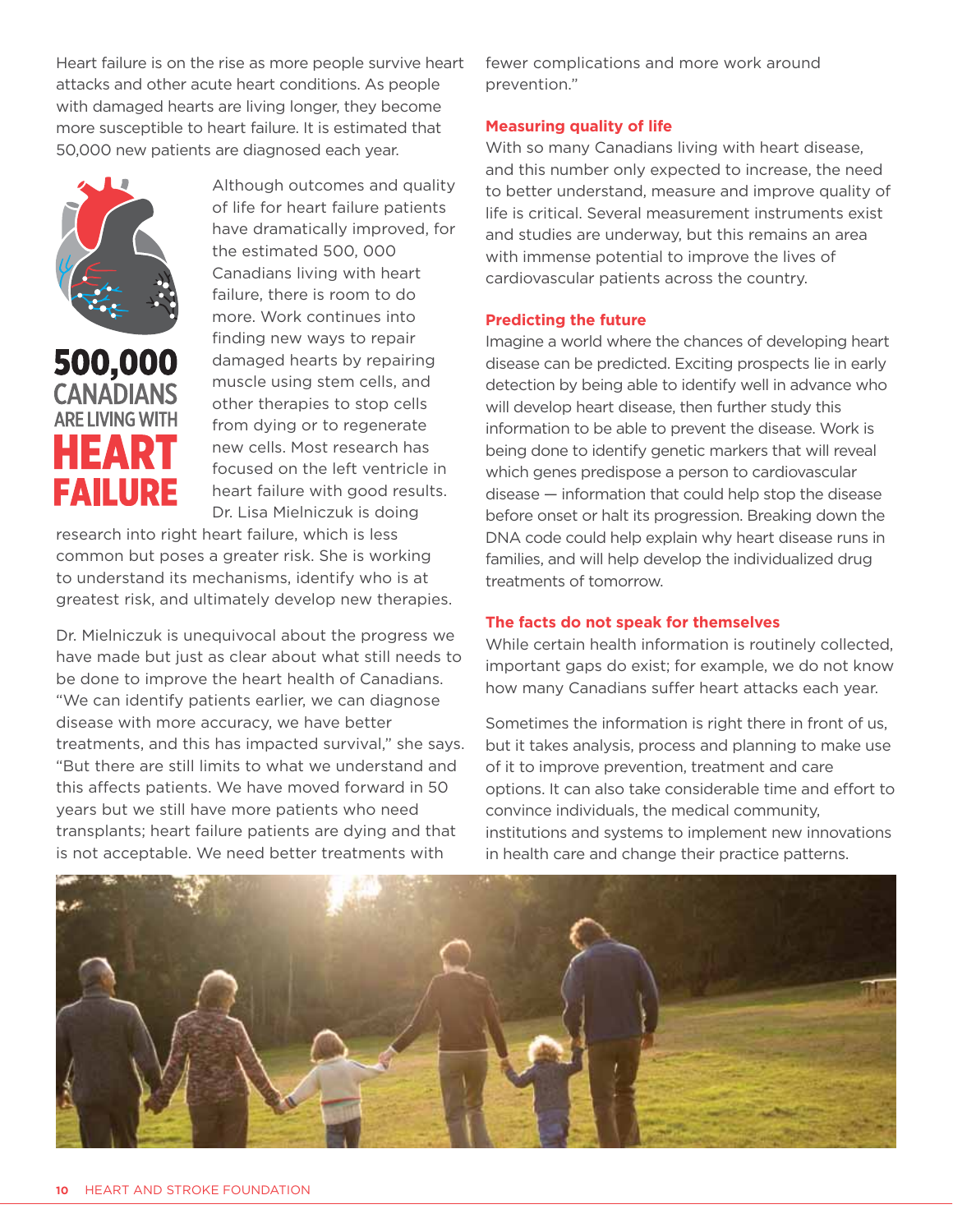Heart failure is on the rise as more people survive heart attacks and other acute heart conditions. As people with damaged hearts are living longer, they become more susceptible to heart failure. It is estimated that 50,000 new patients are diagnosed each year.

**500,000 CANADIANS ARE LIVING WITH HEART FAILURE**

Although outcomes and quality of life for heart failure patients have dramatically improved, for the estimated 500, 000 Canadians living with heart failure, there is room to do more. Work continues into finding new ways to repair damaged hearts by repairing muscle using stem cells, and other therapies to stop cells from dying or to regenerate new cells. Most research has focused on the left ventricle in heart failure with good results. Dr. Lisa Mielniczuk is doing research into right heart failure, which is less common but poses a greater risk. She is working to understand its mechanisms, identify who is at greatest risk, and ultimately develop new therapies.

Dr. Mielniczuk is unequivocal about the progress we have made but just as clear about what still needs to be done to improve the heart health of Canadians. "We can identify patients earlier, we can diagnose disease with more accuracy, we have better treatments, and this has impacted survival," she says. "But there are still limits to what we understand and this affects patients. We have moved forward in 50 years but we still have more patients who need transplants; heart failure patients are dying and that is not acceptable. We need better treatments with fewer complications and more work around prevention."

### Measuring quality of life

With so many Canadians living with heart disease, and this number only expected to increase, the need to better understand, measure and improve quality of life is critical. Several measurement instruments exist and studies are underway, but this remains an area with immense potential to improve the lives of cardiovascular patients across the country.

### Predicting the future

Imagine a world where the chances of developing heart disease can be predicted. Exciting prospects lie in early detection by being able to identify well in advance who will develop heart disease, then further study this information to be able to prevent the disease. Work is being done to identify genetic markers that will reveal which genes predispose a person to cardiovascular disease — information that could help stop the disease before onset or halt its progression. Breaking down the DNA code could help explain why heart disease runs in families, and will help develop the individualized drug treatments of tomorrow.

### The facts do not speak for themselves

While certain health information is routinely collected, important gaps do exist; for example, we do not know how many Canadians suffer heart attacks each year.

Sometimes the information is right there in front of us, but it takes analysis, process and planning to make use of it to improve prevention, treatment and care options. It can also take considerable time and effort to convince individuals, the medical community, institutions and systems to implement new innovations in health care and change their practice patterns.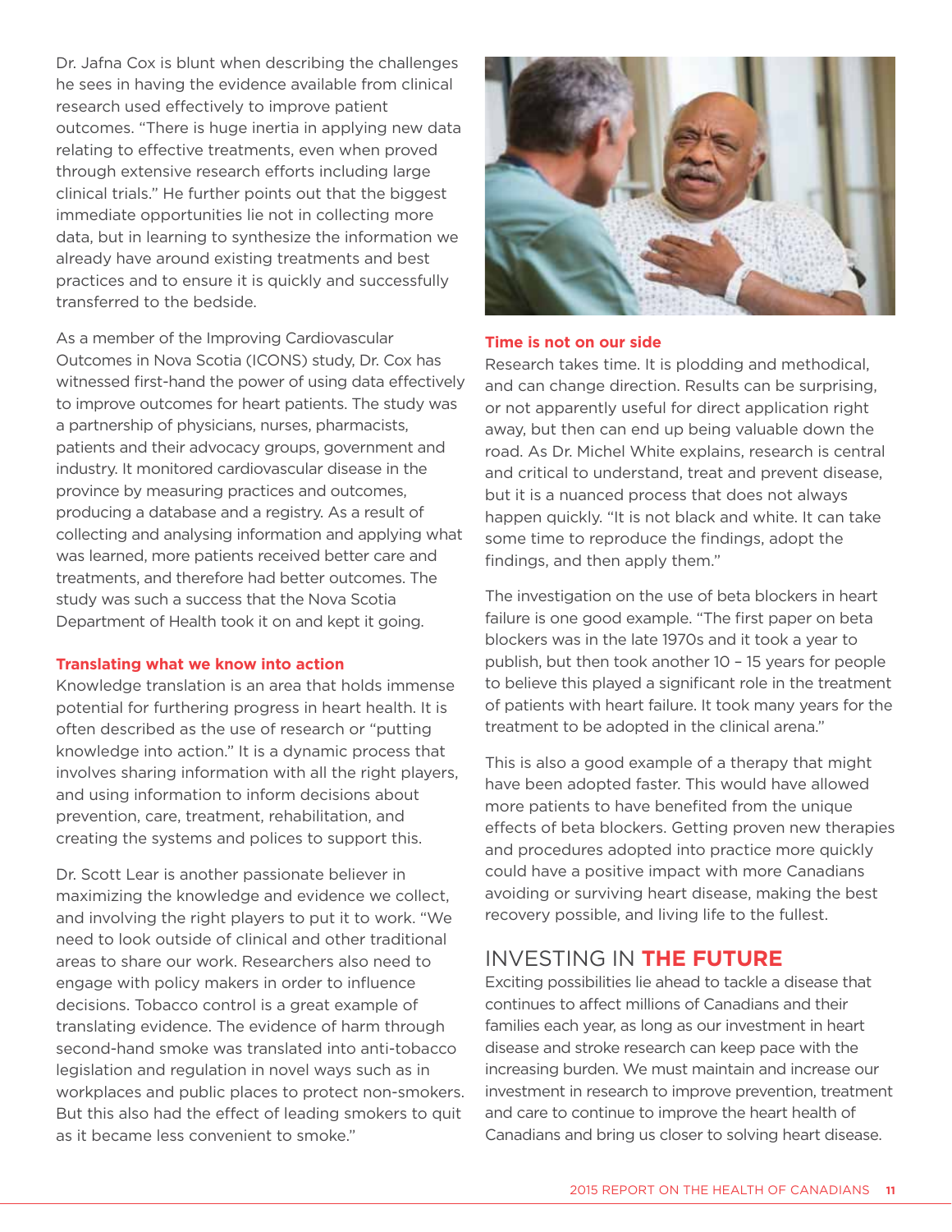Dr. Jafna Cox is blunt when describing the challenges he sees in having the evidence available from clinical research used effectively to improve patient outcomes. "There is huge inertia in applying new data relating to effective treatments, even when proved through extensive research efforts including large clinical trials." He further points out that the biggest immediate opportunities lie not in collecting more data, but in learning to synthesize the information we already have around existing treatments and best practices and to ensure it is quickly and successfully transferred to the bedside.

As a member of the Improving Cardiovascular Outcomes in Nova Scotia (ICONS) study, Dr. Cox has witnessed first-hand the power of using data effectively to improve outcomes for heart patients. The study was a partnership of physicians, nurses, pharmacists, patients and their advocacy groups, government and industry. It monitored cardiovascular disease in the province by measuring practices and outcomes, producing a database and a registry. As a result of collecting and analysing information and applying what was learned, more patients received better care and treatments, and therefore had better outcomes. The study was such a success that the Nova Scotia Department of Health took it on and kept it going.

### Translating what we know into action

Knowledge translation is an area that holds immense potential for furthering progress in heart health. It is often described as the use of research or "putting knowledge into action." It is a dynamic process that involves sharing information with all the right players, and using information to inform decisions about prevention, care, treatment, rehabilitation, and creating the systems and polices to support this.

Dr. Scott Lear is another passionate believer in maximizing the knowledge and evidence we collect, and involving the right players to put it to work. "We need to look outside of clinical and other traditional areas to share our work. Researchers also need to engage with policy makers in order to influence decisions. Tobacco control is a great example of translating evidence. The evidence of harm through second-hand smoke was translated into anti-tobacco legislation and regulation in novel ways such as in workplaces and public places to protect non-smokers. But this also had the effect of leading smokers to quit as it became less convenient to smoke."

### Time is not on our side

Research takes time. It is plodding and methodical, and can change direction. Results can be surprising, or not apparently useful for direct application right away, but then can end up being valuable down the road. As Dr. Michel White explains, research is central and critical to understand, treat and prevent disease, but it is a nuanced process that does not always happen quickly. "It is not black and white. It can take some time to reproduce the findings, adopt the findings, and then apply them."

The investigation on the use of beta blockers in heart failure is one good example. "The first paper on beta blockers was in the late 1970s and it took a year to publish, but then took another 10 – 15 years for people to believe this played a significant role in the treatment of patients with heart failure. It took many years for the treatment to be adopted in the clinical arena."

This is also a good example of a therapy that might have been adopted faster. This would have allowed more patients to have benefited from the unique effects of beta blockers. Getting proven new therapies and procedures adopted into practice more quickly could have a positive impact with more Canadians avoiding or surviving heart disease, making the best recovery possible, and living life to the fullest.

## INVESTING IN **THE FUTURE**

Exciting possibilities lie ahead to tackle a disease that continues to affect millions of Canadians and their families each year, as long as our investment in heart disease and stroke research can keep pace with the increasing burden. We must maintain and increase our investment in research to improve prevention, treatment and care to continue to improve the heart health of Canadians and bring us closer to solving heart disease.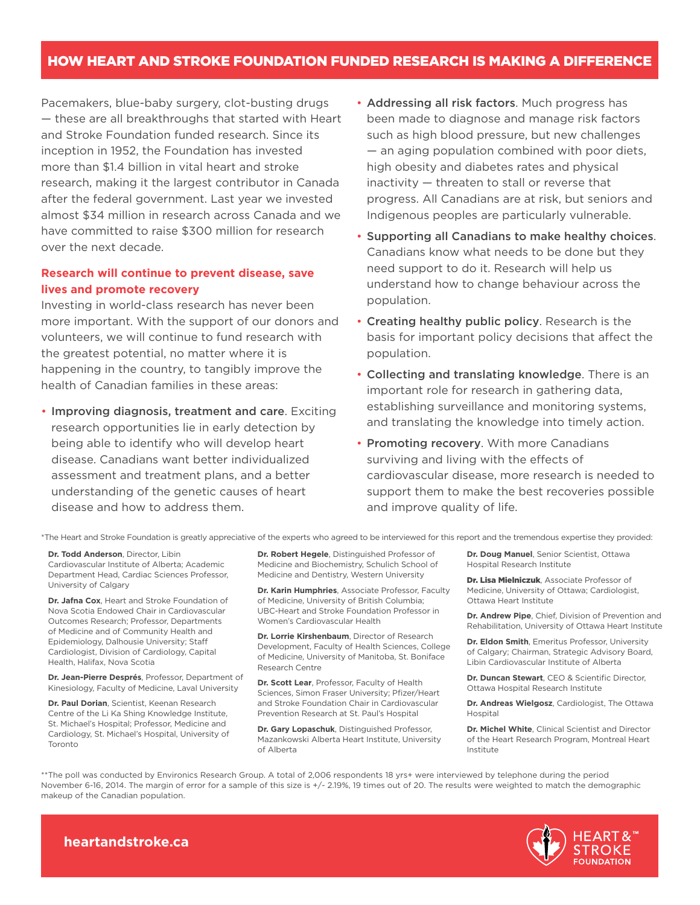## HOW HEART AND STROKE FOUNDATION FUNDED RESEARCH IS MAKING A DIFFERENCE

Pacemakers, blue-baby surgery, clot-busting drugs — these are all breakthroughs that started with Heart and Stroke Foundation funded research. Since its inception in 1952, the Foundation has invested more than $1.4 billion in vital heart and stroke research, making it the largest contributor in Canada after the federal government. Last year we invested almost $34 million in research across Canada and we have committed to raise $300 million for research over the next decade.

### Research will continue to prevent disease, save lives and promote recovery

Investing in world-class research has never been more important. With the support of our donors and volunteers, we will continue to fund research with the greatest potential, no matter where it is happening in the country, to tangibly improve the health of Canadian families in these areas:

- **Improving diagnosis, treatment and care**. Exciting research opportunities lie in early detection by being able to identify who will develop heart disease. Canadians want better individualized assessment and treatment plans, and a better understanding of the genetic causes of heart disease and how to address them.
- **Addressing all risk factors**. Much progress has been made to diagnose and manage risk factors such as high blood pressure, but new challenges — an aging population combined with poor diets, high obesity and diabetes rates and physical inactivity — threaten to stall or reverse that progress. All Canadians are at risk, but seniors and Indigenous peoples are particularly vulnerable.
- **Supporting all Canadians to make healthy choices**. Canadians know what needs to be done but they need support to do it. Research will help us understand how to change behaviour across the population.
- **Creating healthy public policy**. Research is the basis for important policy decisions that affect the population.
- **Collecting and translating knowledge**. There is an important role for research in gathering data, establishing surveillance and monitoring systems, and translating the knowledge into timely action.
- **Promoting recovery**. With more Canadians surviving and living with the effects of cardiovascular disease, more research is needed to support them to make the best recoveries possible and improve quality of life.

*The Heart and Stroke Foundation is greatly appreciative of the experts who agreed to be interviewed for this report and the tremendous expertise they provided:

**Dr. Todd Anderson**, Director, Libin Cardiovascular Institute of Alberta; Academic Department Head, Cardiac Sciences Professor, University of Calgary

**Dr. Jafna Cox**, Heart and Stroke Foundation of Nova Scotia Endowed Chair in Cardiovascular Outcomes Research; Professor, Departments of Medicine and of Community Health and Epidemiology, Dalhousie University; Staff Cardiologist, Division of Cardiology, Capital Health, Halifax, Nova Scotia

**Dr. Jean-Pierre Després**, Professor, Department of Kinesiology, Faculty of Medicine, Laval University

**Dr. Paul Dorian**, Scientist, Keenan Research Centre of the Li Ka Shing Knowledge Institute, St. Michael's Hospital; Professor, Medicine and Cardiology, St. Michael's Hospital, University of Toronto

**Dr. Robert Hegele**, Distinguished Professor of Medicine and Biochemistry, Schulich School of Medicine and Dentistry, Western University

**Dr. Karin Humphries**, Associate Professor, Faculty of Medicine, University of British Columbia; UBC-Heart and Stroke Foundation Professor in Women's Cardiovascular Health

**Dr. Lorrie Kirshenbaum**, Director of Research Development, Faculty of Health Sciences, College of Medicine, University of Manitoba, St. Boniface Research Centre

**Dr. Scott Lear**, Professor, Faculty of Health Sciences, Simon Fraser University; Pfizer/Heart and Stroke Foundation Chair in Cardiovascular Prevention Research at St. Paul's Hospital

**Dr. Gary Lopaschuk**, Distinguished Professor, Mazankowski Alberta Heart Institute, University of Alberta

**Dr. Doug Manuel**, Senior Scientist, Ottawa Hospital Research Institute

**Dr. Lisa Mielniczuk**, Associate Professor of Medicine, University of Ottawa; Cardiologist, Ottawa Heart Institute

**Dr. Andrew Pipe**, Chief, Division of Prevention and Rehabilitation, University of Ottawa Heart Institute

**Dr. Eldon Smith**, Emeritus Professor, University of Calgary; Chairman, Strategic Advisory Board, Libin Cardiovascular Institute of Alberta

**Dr. Duncan Stewart**, CEO & Scientific Director, Ottawa Hospital Research Institute

**Dr. Andreas Wielgosz**, Cardiologist, The Ottawa Hospital

**Dr. Michel White**, Clinical Scientist and Director of the Heart Research Program, Montreal Heart Institute

**The poll was conducted by Environics Research Group. A total of 2,006 respondents 18 yrs+ were interviewed by telephone during the period November 6-16, 2014. The margin of error for a sample of this size is +/- 2.19%, 19 times out of 20. The results were weighted to match the demographic makeup of the Canadian population.

**heartandstroke.ca**

HEART &™ STROKE FOUNDATION